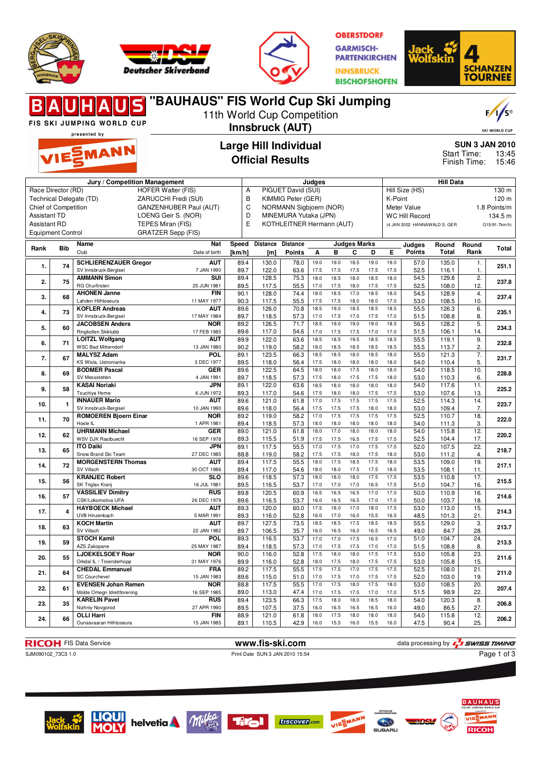# "BAUHAUS" FIS World Cup Ski Jumping

11th World Cup Competition

**Innsbruck (AUT)**

FIS SKI JUMPING WORLD CUP presented by VIESSMANN

## Large Hill Individual
## Official Results

**SUN 3 JAN 2010**
Start Time: 13:45
Finish Time: 15:46

| Jury / Competition Management | | Judges | | Hill Data | |
|---|---|---|---|---|---|
| Race Director (RD) | HOFER Walter (FIS) | A | PIGUET David (SUI) | Hill Size (HS) | 130 m |
| Technical Delegate (TD) | ZARUCCHI Fredi (SUI) | B | KIMMIG Peter (GER) | K-Point | 120 m |
| Chief of Competition | GANZENHUBER Paul (AUT) | C | NORMANN Sigbjoern (NOR) | Meter Value | 1.8 Points/m |
| Assistant TD | LOENG Geir S. (NOR) | D | MINEMURA Yutaka (JPN) | WC Hill Record | 134.5 m |
| Assistant RD | TEPES Miran (FIS) | E | KOTHLEITNER Hermann (AUT) | (4 JAN 2002 HANNAWALD S. GER | G15/91.7km/h) |
| Equipment Control | GRATZER Sepp (FIS) | | | | |

| Rank | Bib | Name / Club | Nat / Date of birth | Speed [km/h] | Distance [m] | Distance Points | A | B | C | D | E | Judges Points | Round Total | Round Rank | Total |
|---|---|---|---|---|---|---|---|---|---|---|---|---|---|---|---|
| 1. | 74 | **SCHLIERENZAUER Gregor** | AUT | 89.4 | 130.0 | 78.0 | 19.0 | 19.0 | 18.5 | 19.0 | 19.0 | 57.0 | 135.0 | 1. | 251.1 |
| | | SV Innsbruck-Bergisel | 7 JAN 1990 | 89.7 | 122.0 | 63.6 | 17.5 | 17.5 | 17.5 | 17.5 | 17.5 | 52.5 | 116.1 | 1. | |
| 2. | 75 | **AMMANN Simon** | SUI | 89.4 | 128.5 | 75.3 | 18.0 | 18.5 | 18.0 | 18.5 | 18.0 | 54.5 | 129.8 | 2. | 237.8 |
| | | RG Churfirsten | 25 JUN 1981 | 89.5 | 117.5 | 55.5 | 17.0 | 17.5 | 18.0 | 17.5 | 17.5 | 52.5 | 108.0 | 12. | |
| 3. | 68 | **AHONEN Janne** | FIN | 90.1 | 128.0 | 74.4 | 18.0 | 18.5 | 17.0 | 18.5 | 18.0 | 54.5 | 128.9 | 4. | 237.4 |
| | | Lahden Hiihtoseura | 11 MAY 1977 | 90.3 | 117.5 | 55.5 | 17.5 | 17.5 | 18.0 | 18.0 | 17.0 | 53.0 | 108.5 | 10. | |
| 4. | 73 | **KOFLER Andreas** | AUT | 89.6 | 126.0 | 70.8 | 18.5 | 19.0 | 18.5 | 18.5 | 18.5 | 55.5 | 126.3 | 6. | 235.1 |
| | | SV Innsbruck-Bergisel | 17 MAY 1984 | 89.7 | 118.5 | 57.3 | 17.0 | 17.5 | 17.0 | 17.5 | 17.0 | 51.5 | 108.8 | 8. | |
| 5. | 60 | **JACOBSEN Anders** | NOR | 89.2 | 126.5 | 71.7 | 18.5 | 19.0 | 19.0 | 19.0 | 18.5 | 56.5 | 128.2 | 5. | 234.3 |
| | | Ringkollen Skiklubb | 17 FEB 1985 | 89.6 | 117.0 | 54.6 | 17.0 | 17.5 | 17.5 | 17.0 | 17.0 | 51.5 | 106.1 | 14. | |
| 6. | 71 | **LOITZL Wolfgang** | AUT | 89.9 | 122.0 | 63.6 | 18.5 | 18.5 | 19.5 | 18.5 | 18.5 | 55.5 | 119.1 | 9. | 232.8 |
| | | WSC Bad Mitterndorf | 13 JAN 1980 | 90.2 | 119.0 | 58.2 | 18.0 | 18.5 | 18.5 | 18.5 | 18.5 | 55.5 | 113.7 | 2. | |
| 7. | 67 | **MALYSZ Adam** | POL | 89.1 | 123.5 | 66.3 | 18.5 | 18.5 | 18.0 | 18.5 | 18.0 | 55.0 | 121.3 | 7. | 231.7 |
| | | KS Wisla, Ustronianka | 3 DEC 1977 | 89.5 | 118.0 | 56.4 | 17.5 | 18.0 | 18.0 | 18.0 | 18.0 | 54.0 | 110.4 | 5. | |
| 8. | 69 | **BODMER Pascal** | GER | 89.6 | 122.5 | 64.5 | 18.0 | 18.0 | 17.5 | 18.0 | 18.0 | 54.0 | 118.5 | 10. | 228.8 |
| | | SV Messstetten | 4 JAN 1991 | 89.7 | 118.5 | 57.3 | 17.5 | 18.0 | 17.5 | 17.5 | 18.0 | 53.0 | 110.3 | 6. | |
| 9. | 58 | **KASAI Noriaki** | JPN | 89.1 | 122.0 | 63.6 | 18.5 | 18.0 | 18.0 | 18.0 | 18.0 | 54.0 | 117.6 | 11. | 225.2 |
| | | Tsuchiya Home | 6 JUN 1972 | 89.3 | 117.0 | 54.6 | 17.5 | 18.0 | 18.0 | 17.5 | 17.5 | 53.0 | 107.6 | 13. | |
| 10. | 1 | **INNAUER Mario** | AUT | 89.6 | 121.0 | 61.8 | 17.0 | 17.5 | 17.5 | 17.5 | 17.5 | 52.5 | 114.3 | 14. | 223.7 |
| | | SV Innsbruck-Bergisel | 10 JAN 1990 | 89.6 | 118.0 | 56.4 | 17.5 | 17.5 | 17.5 | 18.0 | 18.0 | 53.0 | 109.4 | 7. | |
| 11. | 70 | **ROMOEREN Bjoern Einar** | NOR | 89.2 | 119.0 | 58.2 | 17.0 | 17.5 | 17.5 | 17.5 | 17.5 | 52.5 | 110.7 | 18. | 222.0 |
| | | Hosle IL | 1 APR 1981 | 89.4 | 118.5 | 57.3 | 18.0 | 18.0 | 18.0 | 18.0 | 18.0 | 54.0 | 111.3 | 3. | |
| 12. | 62 | **UHRMANN Michael** | GER | 89.0 | 121.0 | 61.8 | 18.0 | 17.0 | 18.0 | 18.0 | 18.0 | 54.0 | 115.8 | 12. | 220.2 |
| | | WSV DJK Rastbuechl | 16 SEP 1978 | 89.3 | 115.5 | 51.9 | 17.5 | 17.5 | 16.5 | 17.5 | 17.5 | 52.5 | 104.4 | 17. | |
| 13. | 65 | **ITO Daiki** | JPN | 89.1 | 117.5 | 55.5 | 17.0 | 17.5 | 17.0 | 17.5 | 17.5 | 52.0 | 107.5 | 22. | 218.7 |
| | | Snow Brand Ski Team | 27 DEC 1985 | 88.8 | 119.0 | 58.2 | 17.5 | 17.5 | 18.0 | 17.5 | 18.0 | 53.0 | 111.2 | 4. | |
| 14. | 72 | **MORGENSTERN Thomas** | AUT | 89.4 | 117.5 | 55.5 | 18.0 | 17.5 | 18.5 | 17.5 | 18.0 | 53.5 | 109.0 | 19. | 217.1 |
| | | SV Villach | 30 OCT 1986 | 89.4 | 117.0 | 54.6 | 18.0 | 18.0 | 17.5 | 17.5 | 18.0 | 53.5 | 108.1 | 11. | |
| 15. | 56 | **KRANJEC Robert** | SLO | 89.6 | 118.5 | 57.3 | 18.0 | 18.0 | 18.0 | 17.5 | 17.5 | 53.5 | 110.8 | 17. | 215.5 |
| | | SK Triglav Kranj | 16 JUL 1981 | 89.5 | 116.5 | 53.7 | 17.0 | 17.0 | 17.0 | 16.5 | 17.0 | 51.0 | 104.7 | 16. | |
| 16. | 57 | **VASSILIEV Dimitry** | RUS | 89.8 | 120.5 | 60.9 | 16.5 | 16.5 | 16.5 | 17.0 | 17.0 | 50.0 | 110.9 | 16. | 214.6 |
| | | CSK/Lokomotiva UFA | 26 DEC 1979 | 89.6 | 116.5 | 53.7 | 16.5 | 16.5 | 16.5 | 17.0 | 17.0 | 50.0 | 103.7 | 18. | |
| 17. | 4 | **HAYBOECK Michael** | AUT | 89.3 | 120.0 | 60.0 | 17.5 | 18.0 | 17.0 | 18.0 | 17.5 | 53.0 | 113.0 | 15. | 214.3 |
| | | UVB Hinzenbach | 5 MAR 1991 | 89.3 | 116.0 | 52.8 | 16.0 | 17.0 | 16.0 | 15.5 | 16.5 | 48.5 | 101.3 | 21. | |
| 18. | 63 | **KOCH Martin** | AUT | 89.7 | 127.5 | 73.5 | 18.5 | 18.5 | 17.5 | 18.5 | 18.5 | 55.5 | 129.0 | 3. | 213.7 |
| | | SV Villach | 22 JAN 1982 | 89.7 | 106.5 | 35.7 | 16.0 | 16.5 | 16.0 | 16.5 | 16.5 | 49.0 | 84.7 | 28. | |
| 19. | 59 | **STOCH Kamil** | POL | 89.3 | 116.5 | 53.7 | 17.0 | 17.0 | 17.5 | 16.5 | 17.0 | 51.0 | 104.7 | 24. | 213.5 |
| | | AZS Zakopane | 25 MAY 1987 | 89.4 | 118.5 | 57.3 | 17.0 | 17.5 | 17.5 | 17.0 | 17.0 | 51.5 | 108.8 | 8. | |
| 20. | 55 | **LJOEKELSOEY Roar** | NOR | 90.0 | 116.0 | 52.8 | 17.5 | 18.0 | 18.0 | 17.5 | 17.5 | 53.0 | 105.8 | 23. | 211.6 |
| | | Orkdal IL / Troenderhopp | 31 MAY 1976 | 89.9 | 116.0 | 52.8 | 18.0 | 17.5 | 18.0 | 17.5 | 17.5 | 53.0 | 105.8 | 15. | |
| 21. | 64 | **CHEDAL Emmanuel** | FRA | 89.2 | 117.5 | 55.5 | 17.5 | 17.5 | 17.0 | 17.5 | 17.5 | 52.5 | 108.0 | 21. | 211.0 |
| | | SC Courchevel | 15 JAN 1983 | 89.6 | 115.0 | 51.0 | 17.0 | 17.5 | 17.0 | 17.5 | 17.5 | 52.0 | 103.0 | 19. | |
| 22. | 61 | **EVENSEN Johan Remen** | NOR | 88.8 | 117.5 | 55.5 | 17.0 | 17.5 | 18.0 | 17.5 | 18.0 | 53.0 | 108.5 | 20. | 207.4 |
| | | Molde Omegn Idrettforening | 16 SEP 1985 | 89.0 | 113.0 | 47.4 | 17.0 | 17.5 | 17.5 | 17.0 | 17.0 | 51.5 | 98.9 | 22. | |
| 23. | 35 | **KARELIN Pavel** | RUS | 89.4 | 123.5 | 66.3 | 17.5 | 18.0 | 18.0 | 18.5 | 18.0 | 54.0 | 120.3 | 8. | 206.8 |
| | | Nizhny Novgorod | 27 APR 1990 | 89.5 | 107.5 | 37.5 | 16.0 | 16.5 | 16.5 | 16.5 | 16.0 | 49.0 | 86.5 | 27. | |
| 24. | 66 | **OLLI Harri** | FIN | 88.9 | 121.0 | 61.8 | 18.0 | 17.5 | 18.0 | 18.0 | 18.0 | 54.0 | 115.8 | 12. | 206.2 |
| | | Ounasvaaran Hiihtoseura | 15 JAN 1985 | 89.1 | 110.5 | 42.9 | 16.0 | 15.5 | 16.0 | 15.5 | 16.0 | 47.5 | 90.4 | 25. | |

RICOH FIS Data Service www.fis-ski.com data processing by SWISS TIMING

SJM090102_73C3 1.0 Print Date SUN 3 JAN 2010 15:54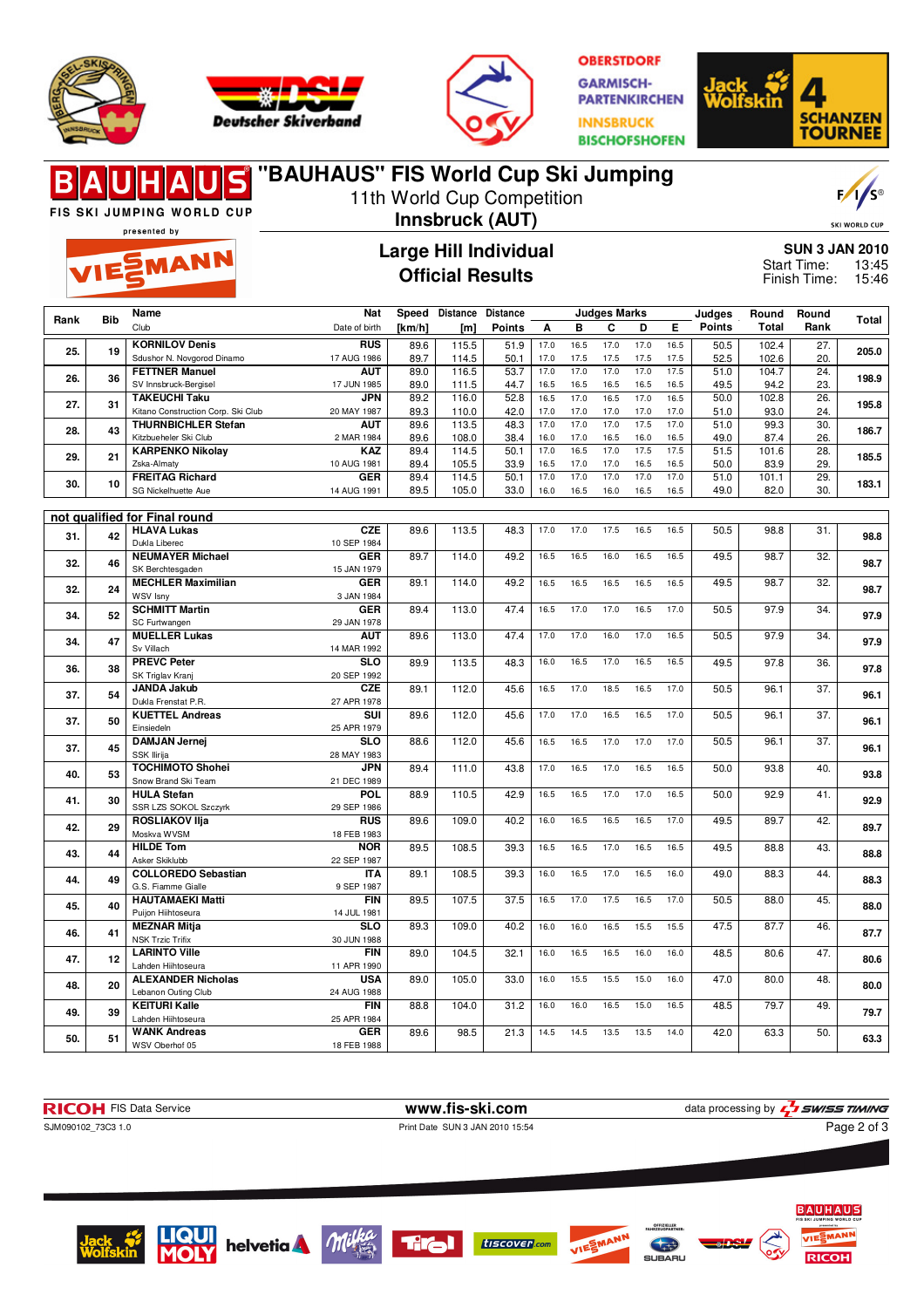# "BAUHAUS" FIS World Cup Ski Jumping

11th World Cup Competition

**Innsbruck (AUT)**

## Large Hill Individual
## Official Results

**SUN 3 JAN 2010**
Start Time: 13:45
Finish Time: 15:46

| Rank | Bib | Name / Club | Nat / Date of birth | Speed [km/h] | Distance [m] | Distance Points | A | B | C | D | E | Judges Points | Round Total | Round Rank | Total |
|---|---|---|---|---|---|---|---|---|---|---|---|---|---|---|---|
| 25. | 19 | **KORNILOV Denis** Sdushor N. Novgorod Dinamo | RUS 17 AUG 1986 | 89.6 / 89.7 | 115.5 / 114.5 | 51.9 / 50.1 | 17.0 / 17.0 | 16.5 / 17.5 | 17.0 / 17.5 | 17.0 / 17.5 | 16.5 / 17.5 | 50.5 / 52.5 | 102.4 / 102.6 | 27. / 20. | 205.0 |
| 26. | 36 | **FETTNER Manuel** SV Innsbruck-Bergisel | AUT 17 JUN 1985 | 89.0 / 89.0 | 116.5 / 111.5 | 53.7 / 44.7 | 17.0 / 16.5 | 17.0 / 16.5 | 17.0 / 16.5 | 17.0 / 16.5 | 17.5 / 16.5 | 51.0 / 49.5 | 104.7 / 94.2 | 24. / 23. | 198.9 |
| 27. | 31 | **TAKEUCHI Taku** Kitano Construction Corp. Ski Club | JPN 20 MAY 1987 | 89.2 / 89.3 | 116.0 / 110.0 | 52.8 / 42.0 | 16.5 / 17.0 | 17.0 / 17.0 | 16.5 / 17.0 | 17.0 / 17.0 | 16.5 / 17.0 | 50.0 / 51.0 | 102.8 / 93.0 | 26. / 24. | 195.8 |
| 28. | 43 | **THURNBICHLER Stefan** Kitzbueheler Ski Club | AUT 2 MAR 1984 | 89.6 / 89.6 | 113.5 / 108.0 | 48.3 / 38.4 | 17.0 / 16.0 | 17.0 / 17.0 | 17.0 / 16.5 | 17.5 / 16.0 | 17.0 / 16.5 | 51.0 / 49.0 | 99.3 / 87.4 | 30. / 26. | 186.7 |
| 29. | 21 | **KARPENKO Nikolay** Zska-Almaty | KAZ 10 AUG 1981 | 89.4 / 89.4 | 114.5 / 105.5 | 50.1 / 33.9 | 17.0 / 16.5 | 16.5 / 17.0 | 17.0 / 17.0 | 17.5 / 16.5 | 17.5 / 16.5 | 51.5 / 50.0 | 101.6 / 83.9 | 28. / 29. | 185.5 |
| 30. | 10 | **FREITAG Richard** SG Nickelhuette Aue | GER 14 AUG 1991 | 89.4 / 89.5 | 114.5 / 105.0 | 50.1 / 33.0 | 17.0 / 16.0 | 17.0 / 16.5 | 17.0 / 16.0 | 17.0 / 16.5 | 17.0 / 16.5 | 51.0 / 49.0 | 101.1 / 82.0 | 29. / 30. | 183.1 |

**not qualified for Final round**

| Rank | Bib | Name / Club | Nat / Date of birth | Speed [km/h] | Distance [m] | Distance Points | A | B | C | D | E | Judges Points | Round Total | Round Rank | Total |
|---|---|---|---|---|---|---|---|---|---|---|---|---|---|---|---|
| 31. | 42 | **HLAVA Lukas** Dukla Liberec | CZE 10 SEP 1984 | 89.6 | 113.5 | 48.3 | 17.0 | 17.0 | 17.5 | 16.5 | 16.5 | 50.5 | 98.8 | 31. | 98.8 |
| 32. | 46 | **NEUMAYER Michael** SK Berchtesgaden | GER 15 JAN 1979 | 89.7 | 114.0 | 49.2 | 16.5 | 16.5 | 16.0 | 16.5 | 16.5 | 49.5 | 98.7 | 32. | 98.7 |
| 32. | 24 | **MECHLER Maximilian** WSV Isny | GER 3 JAN 1984 | 89.1 | 114.0 | 49.2 | 16.5 | 16.5 | 16.5 | 16.5 | 16.5 | 49.5 | 98.7 | 32. | 98.7 |
| 34. | 52 | **SCHMITT Martin** SC Furtwangen | GER 29 JAN 1978 | 89.4 | 113.0 | 47.4 | 16.5 | 17.0 | 17.0 | 16.5 | 17.0 | 50.5 | 97.9 | 34. | 97.9 |
| 34. | 47 | **MUELLER Lukas** Sv Villach | AUT 14 MAR 1992 | 89.6 | 113.0 | 47.4 | 17.0 | 17.0 | 16.0 | 17.0 | 16.5 | 50.5 | 97.9 | 34. | 97.9 |
| 36. | 38 | **PREVC Peter** SK Triglav Kranj | SLO 20 SEP 1992 | 89.9 | 113.5 | 48.3 | 16.0 | 16.5 | 17.0 | 16.5 | 16.5 | 49.5 | 97.8 | 36. | 97.8 |
| 37. | 54 | **JANDA Jakub** Dukla Frenstat P.R. | CZE 27 APR 1978 | 89.1 | 112.0 | 45.6 | 16.5 | 17.0 | 18.5 | 16.5 | 17.0 | 50.5 | 96.1 | 37. | 96.1 |
| 37. | 50 | **KUETTEL Andreas** Einsiedeln | SUI 25 APR 1979 | 89.6 | 112.0 | 45.6 | 17.0 | 17.0 | 16.5 | 16.5 | 17.0 | 50.5 | 96.1 | 37. | 96.1 |
| 37. | 45 | **DAMJAN Jernej** SSK Ilirija | SLO 28 MAY 1983 | 88.6 | 112.0 | 45.6 | 16.5 | 16.5 | 17.0 | 17.0 | 17.0 | 50.5 | 96.1 | 37. | 96.1 |
| 40. | 53 | **TOCHIMOTO Shohei** Snow Brand Ski Team | JPN 21 DEC 1989 | 89.4 | 111.0 | 43.8 | 17.0 | 16.5 | 17.0 | 16.5 | 16.5 | 50.0 | 93.8 | 40. | 93.8 |
| 41. | 30 | **HULA Stefan** SSR LZS SOKOL Szczyrk | POL 29 SEP 1986 | 88.9 | 110.5 | 42.9 | 16.5 | 16.5 | 17.0 | 17.0 | 16.5 | 50.0 | 92.9 | 41. | 92.9 |
| 42. | 29 | **ROSLIAKOV Ilja** Moskva WVSM | RUS 18 FEB 1983 | 89.6 | 109.0 | 40.2 | 16.0 | 16.5 | 16.5 | 16.5 | 17.0 | 49.5 | 89.7 | 42. | 89.7 |
| 43. | 44 | **HILDE Tom** Asker Skiklubb | NOR 22 SEP 1987 | 89.5 | 108.5 | 39.3 | 16.5 | 16.5 | 17.0 | 16.5 | 16.5 | 49.5 | 88.8 | 43. | 88.8 |
| 44. | 49 | **COLLOREDO Sebastian** G.S. Fiamme Gialle | ITA 9 SEP 1987 | 89.1 | 108.5 | 39.3 | 16.0 | 16.5 | 17.0 | 16.5 | 16.0 | 49.0 | 88.3 | 44. | 88.3 |
| 45. | 40 | **HAUTAMAEKI Matti** Puijon Hiihtoseura | FIN 14 JUL 1981 | 89.5 | 107.5 | 37.5 | 16.5 | 17.0 | 17.5 | 16.5 | 17.0 | 50.5 | 88.0 | 45. | 88.0 |
| 46. | 41 | **MEZNAR Mitja** NSK Trzic Trifix | SLO 30 JUN 1988 | 89.3 | 109.0 | 40.2 | 16.0 | 16.0 | 16.5 | 15.5 | 15.5 | 47.5 | 87.7 | 46. | 87.7 |
| 47. | 12 | **LARINTO Ville** Lahden Hiihtoseura | FIN 11 APR 1990 | 89.0 | 104.5 | 32.1 | 16.0 | 16.5 | 16.5 | 16.0 | 16.0 | 48.5 | 80.6 | 47. | 80.6 |
| 48. | 20 | **ALEXANDER Nicholas** Lebanon Outing Club | USA 24 AUG 1988 | 89.0 | 105.0 | 33.0 | 16.0 | 15.5 | 15.5 | 15.0 | 16.0 | 47.0 | 80.0 | 48. | 80.0 |
| 49. | 39 | **KEITURI Kalle** Lahden Hiihtoseura | FIN 25 APR 1984 | 88.8 | 104.0 | 31.2 | 16.0 | 16.0 | 16.5 | 15.0 | 16.5 | 48.5 | 79.7 | 49. | 79.7 |
| 50. | 51 | **WANK Andreas** WSV Oberhof 05 | GER 18 FEB 1988 | 89.6 | 98.5 | 21.3 | 14.5 | 14.5 | 13.5 | 13.5 | 14.0 | 42.0 | 63.3 | 50. | 63.3 |

RICOH FIS Data Service — www.fis-ski.com — data processing by SWISS TIMING

SJM090102_73C3 1.0 — Print Date SUN 3 JAN 2010 15:54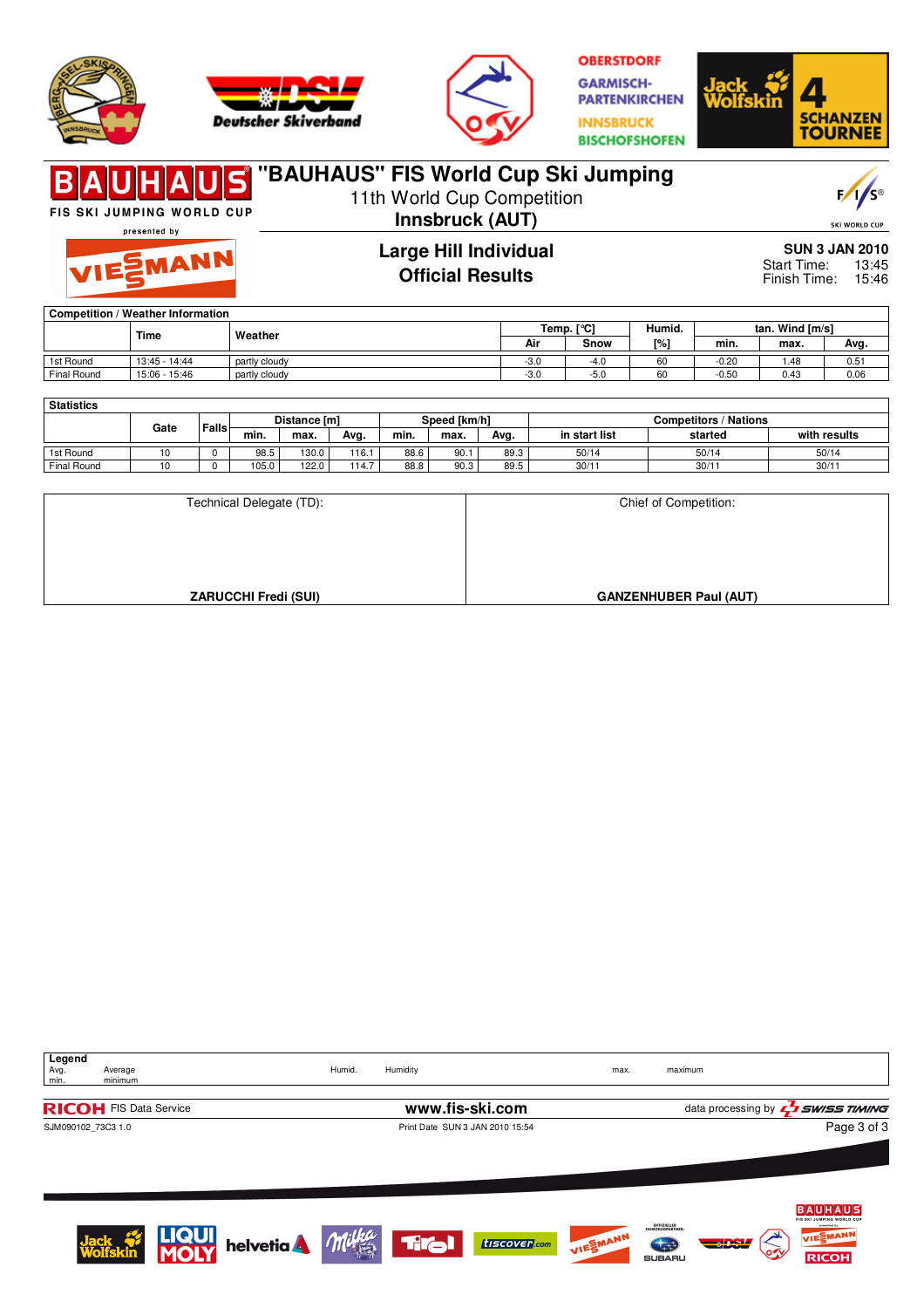# "BAUHAUS" FIS World Cup Ski Jumping

11th World Cup Competition

**Innsbruck (AUT)**

FIS SKI JUMPING WORLD CUP presented by VIESSMANN

## Large Hill Individual
## Official Results

**SUN 3 JAN 2010**
Start Time: 13:45
Finish Time: 15:46

### Competition / Weather Information

| | Time | Weather | Temp. [°C] | | Humid. | tan. Wind [m/s] | | |
|---|---|---|---|---|---|---|---|---|
| | | | Air | Snow | [%] | min. | max. | Avg. |
| 1st Round | 13:45 - 14:44 | partly cloudy | -3.0 | -4.0 | 60 | -0.20 | 1.48 | 0.51 |
| Final Round | 15:06 - 15:46 | partly cloudy | -3.0 | -5.0 | 60 | -0.50 | 0.43 | 0.06 |

### Statistics

| | Gate | Falls | Distance [m] | | | Speed [km/h] | | | Competitors / Nations | | |
|---|---|---|---|---|---|---|---|---|---|---|---|
| | | | min. | max. | Avg. | min. | max. | Avg. | in start list | started | with results |
| 1st Round | 10 | 0 | 98.5 | 130.0 | 116.1 | 88.6 | 90.1 | 89.3 | 50/14 | 50/14 | 50/14 |
| Final Round | 10 | 0 | 105.0 | 122.0 | 114.7 | 88.8 | 90.3 | 89.5 | 30/11 | 30/11 | 30/11 |

| Technical Delegate (TD): | Chief of Competition: |
|---|---|
| **ZARUCCHI Fredi (SUI)** | **GANZENHUBER Paul (AUT)** |

**Legend**

Avg. Average
min. minimum
Humid. Humidity
max. maximum

RICOH FIS Data Service www.fis-ski.com data processing by SWISS TIMING

SJM090102_73C3 1.0 Print Date SUN 3 JAN 2010 15:54